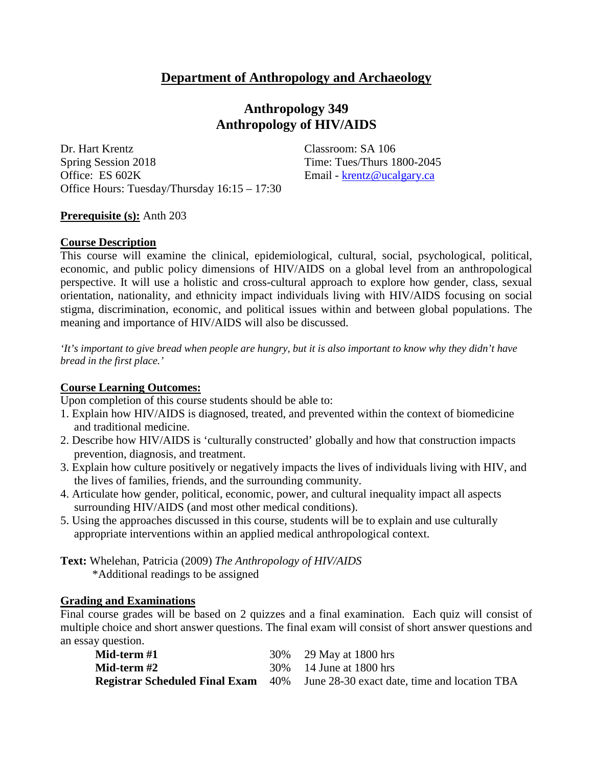## Department of Anthropology and Archaeology

# Anthropology 349
# Anthropology of HIV/AIDS

Dr. Hart Krentz
Spring Session 2018
Office: ES 602K
Office Hours: Tuesday/Thursday 16:15 – 17:30

Classroom: SA 106
Time: Tues/Thurs 1800-2045
Email - krentz@ucalgary.ca

**Prerequisite (s):** Anth 203

**Course Description**

This course will examine the clinical, epidemiological, cultural, social, psychological, political, economic, and public policy dimensions of HIV/AIDS on a global level from an anthropological perspective. It will use a holistic and cross-cultural approach to explore how gender, class, sexual orientation, nationality, and ethnicity impact individuals living with HIV/AIDS focusing on social stigma, discrimination, economic, and political issues within and between global populations. The meaning and importance of HIV/AIDS will also be discussed.

*'It's important to give bread when people are hungry, but it is also important to know why they didn't have bread in the first place.'*

**Course Learning Outcomes:**

Upon completion of this course students should be able to:

1. Explain how HIV/AIDS is diagnosed, treated, and prevented within the context of biomedicine and traditional medicine.
2. Describe how HIV/AIDS is 'culturally constructed' globally and how that construction impacts prevention, diagnosis, and treatment.
3. Explain how culture positively or negatively impacts the lives of individuals living with HIV, and the lives of families, friends, and the surrounding community.
4. Articulate how gender, political, economic, power, and cultural inequality impact all aspects surrounding HIV/AIDS (and most other medical conditions).
5. Using the approaches discussed in this course, students will be to explain and use culturally appropriate interventions within an applied medical anthropological context.

**Text:** Whelehan, Patricia (2009) *The Anthropology of HIV/AIDS*
\*Additional readings to be assigned

**Grading and Examinations**

Final course grades will be based on 2 quizzes and a final examination. Each quiz will consist of multiple choice and short answer questions. The final exam will consist of short answer questions and an essay question.

| | | |
|---|---|---|
| **Mid-term #1** | 30% | 29 May at 1800 hrs |
| **Mid-term #2** | 30% | 14 June at 1800 hrs |
| **Registrar Scheduled Final Exam** | 40% | June 28-30 exact date, time and location TBA |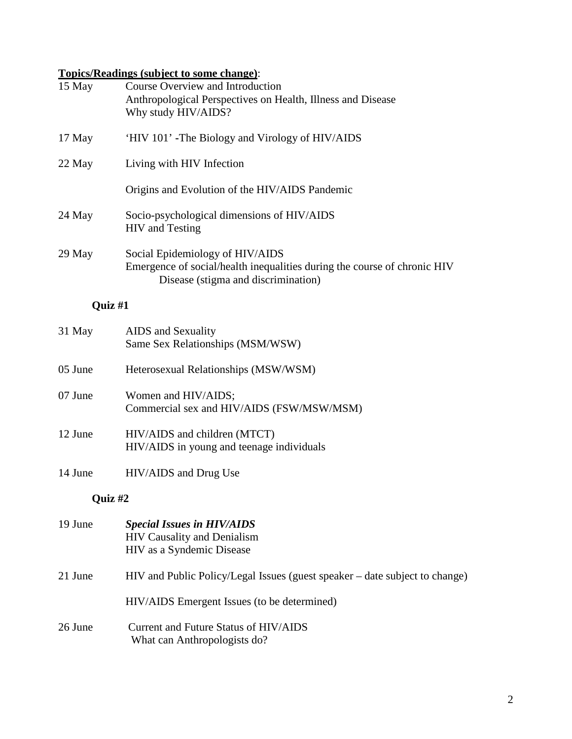**<u>Topics/Readings (subject to some change)</u>**:

| | |
|---|---|
| 15 May | Course Overview and Introduction<br>Anthropological Perspectives on Health, Illness and Disease<br>Why study HIV/AIDS? |
| 17 May | 'HIV 101' -The Biology and Virology of HIV/AIDS |
| 22 May | Living with HIV Infection<br><br>Origins and Evolution of the HIV/AIDS Pandemic |
| 24 May | Socio-psychological dimensions of HIV/AIDS<br>HIV and Testing |
| 29 May | Social Epidemiology of HIV/AIDS<br>Emergence of social/health inequalities during the course of chronic HIV Disease (stigma and discrimination) |

**Quiz #1**

| | |
|---|---|
| 31 May | AIDS and Sexuality<br>Same Sex Relationships (MSM/WSW) |
| 05 June | Heterosexual Relationships (MSW/WSM) |
| 07 June | Women and HIV/AIDS;<br>Commercial sex and HIV/AIDS (FSW/MSW/MSM) |
| 12 June | HIV/AIDS and children (MTCT)<br>HIV/AIDS in young and teenage individuals |
| 14 June | HIV/AIDS and Drug Use |

**Quiz #2**

| | |
|---|---|
| 19 June | ***Special Issues in HIV/AIDS***<br>HIV Causality and Denialism<br>HIV as a Syndemic Disease |
| 21 June | HIV and Public Policy/Legal Issues (guest speaker – date subject to change)<br><br>HIV/AIDS Emergent Issues (to be determined) |
| 26 June | Current and Future Status of HIV/AIDS<br>What can Anthropologists do? |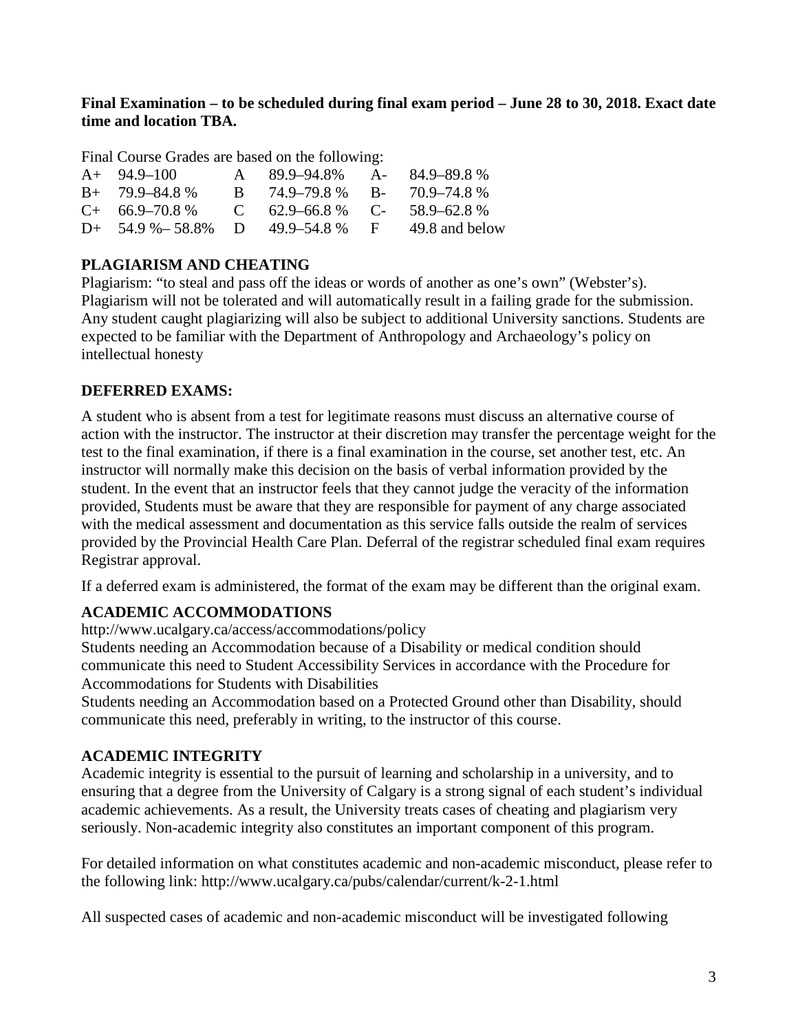**Final Examination – to be scheduled during final exam period – June 28 to 30, 2018. Exact date time and location TBA.**

Final Course Grades are based on the following:

| | | | | | |
|---|---|---|---|---|---|
| A+ | 94.9–100 | A | 89.9–94.8% | A- | 84.9–89.8 % |
| B+ | 79.9–84.8 % | B | 74.9–79.8 % | B- | 70.9–74.8 % |
| C+ | 66.9–70.8 % | C | 62.9–66.8 % | C- | 58.9–62.8 % |
| D+ | 54.9 %– 58.8% | D | 49.9–54.8 % | F | 49.8 and below |

## PLAGIARISM AND CHEATING

Plagiarism: "to steal and pass off the ideas or words of another as one's own" (Webster's). Plagiarism will not be tolerated and will automatically result in a failing grade for the submission. Any student caught plagiarizing will also be subject to additional University sanctions. Students are expected to be familiar with the Department of Anthropology and Archaeology's policy on intellectual honesty

## DEFERRED EXAMS:

A student who is absent from a test for legitimate reasons must discuss an alternative course of action with the instructor. The instructor at their discretion may transfer the percentage weight for the test to the final examination, if there is a final examination in the course, set another test, etc. An instructor will normally make this decision on the basis of verbal information provided by the student. In the event that an instructor feels that they cannot judge the veracity of the information provided, Students must be aware that they are responsible for payment of any charge associated with the medical assessment and documentation as this service falls outside the realm of services provided by the Provincial Health Care Plan. Deferral of the registrar scheduled final exam requires Registrar approval.

If a deferred exam is administered, the format of the exam may be different than the original exam.

## ACADEMIC ACCOMMODATIONS

http://www.ucalgary.ca/access/accommodations/policy

Students needing an Accommodation because of a Disability or medical condition should communicate this need to Student Accessibility Services in accordance with the Procedure for Accommodations for Students with Disabilities

Students needing an Accommodation based on a Protected Ground other than Disability, should communicate this need, preferably in writing, to the instructor of this course.

## ACADEMIC INTEGRITY

Academic integrity is essential to the pursuit of learning and scholarship in a university, and to ensuring that a degree from the University of Calgary is a strong signal of each student's individual academic achievements. As a result, the University treats cases of cheating and plagiarism very seriously. Non-academic integrity also constitutes an important component of this program.

For detailed information on what constitutes academic and non-academic misconduct, please refer to the following link: http://www.ucalgary.ca/pubs/calendar/current/k-2-1.html

All suspected cases of academic and non-academic misconduct will be investigated following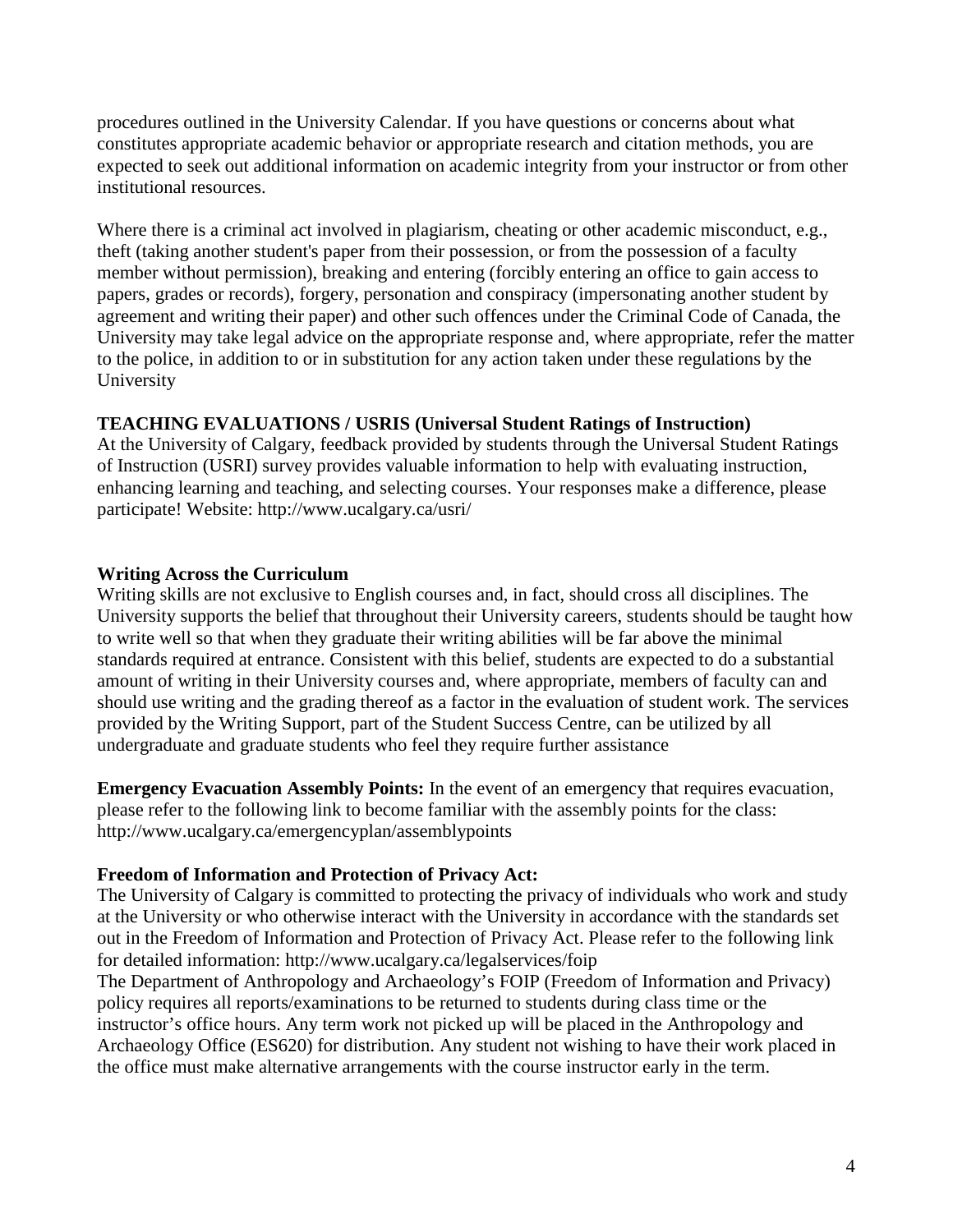procedures outlined in the University Calendar. If you have questions or concerns about what constitutes appropriate academic behavior or appropriate research and citation methods, you are expected to seek out additional information on academic integrity from your instructor or from other institutional resources.

Where there is a criminal act involved in plagiarism, cheating or other academic misconduct, e.g., theft (taking another student's paper from their possession, or from the possession of a faculty member without permission), breaking and entering (forcibly entering an office to gain access to papers, grades or records), forgery, personation and conspiracy (impersonating another student by agreement and writing their paper) and other such offences under the Criminal Code of Canada, the University may take legal advice on the appropriate response and, where appropriate, refer the matter to the police, in addition to or in substitution for any action taken under these regulations by the University

**TEACHING EVALUATIONS / USRIS (Universal Student Ratings of Instruction)**

At the University of Calgary, feedback provided by students through the Universal Student Ratings of Instruction (USRI) survey provides valuable information to help with evaluating instruction, enhancing learning and teaching, and selecting courses. Your responses make a difference, please participate! Website: http://www.ucalgary.ca/usri/

**Writing Across the Curriculum**

Writing skills are not exclusive to English courses and, in fact, should cross all disciplines. The University supports the belief that throughout their University careers, students should be taught how to write well so that when they graduate their writing abilities will be far above the minimal standards required at entrance. Consistent with this belief, students are expected to do a substantial amount of writing in their University courses and, where appropriate, members of faculty can and should use writing and the grading thereof as a factor in the evaluation of student work. The services provided by the Writing Support, part of the Student Success Centre, can be utilized by all undergraduate and graduate students who feel they require further assistance

**Emergency Evacuation Assembly Points:** In the event of an emergency that requires evacuation, please refer to the following link to become familiar with the assembly points for the class: http://www.ucalgary.ca/emergencyplan/assemblypoints

**Freedom of Information and Protection of Privacy Act:**

The University of Calgary is committed to protecting the privacy of individuals who work and study at the University or who otherwise interact with the University in accordance with the standards set out in the Freedom of Information and Protection of Privacy Act. Please refer to the following link for detailed information: http://www.ucalgary.ca/legalservices/foip

The Department of Anthropology and Archaeology's FOIP (Freedom of Information and Privacy) policy requires all reports/examinations to be returned to students during class time or the instructor's office hours. Any term work not picked up will be placed in the Anthropology and Archaeology Office (ES620) for distribution. Any student not wishing to have their work placed in the office must make alternative arrangements with the course instructor early in the term.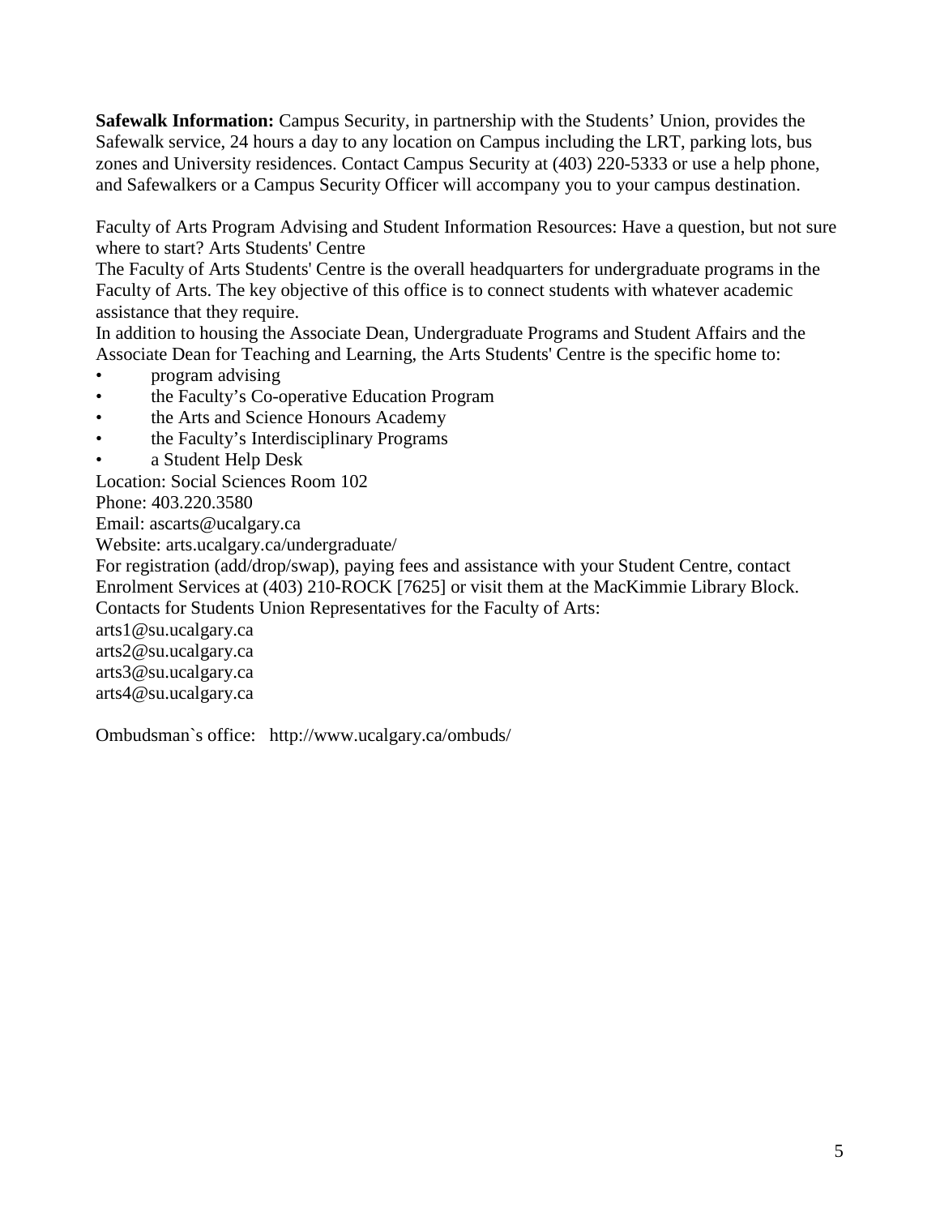**Safewalk Information:** Campus Security, in partnership with the Students' Union, provides the Safewalk service, 24 hours a day to any location on Campus including the LRT, parking lots, bus zones and University residences. Contact Campus Security at (403) 220-5333 or use a help phone, and Safewalkers or a Campus Security Officer will accompany you to your campus destination.

Faculty of Arts Program Advising and Student Information Resources: Have a question, but not sure where to start? Arts Students' Centre
The Faculty of Arts Students' Centre is the overall headquarters for undergraduate programs in the Faculty of Arts. The key objective of this office is to connect students with whatever academic assistance that they require.
In addition to housing the Associate Dean, Undergraduate Programs and Student Affairs and the Associate Dean for Teaching and Learning, the Arts Students' Centre is the specific home to:

- program advising
- the Faculty's Co-operative Education Program
- the Arts and Science Honours Academy
- the Faculty's Interdisciplinary Programs
- a Student Help Desk

Location: Social Sciences Room 102
Phone: 403.220.3580
Email: ascarts@ucalgary.ca
Website: arts.ucalgary.ca/undergraduate/
For registration (add/drop/swap), paying fees and assistance with your Student Centre, contact Enrolment Services at (403) 210-ROCK [7625] or visit them at the MacKimmie Library Block.
Contacts for Students Union Representatives for the Faculty of Arts:
arts1@su.ucalgary.ca
arts2@su.ucalgary.ca
arts3@su.ucalgary.ca
arts4@su.ucalgary.ca

Ombudsman`s office: http://www.ucalgary.ca/ombuds/